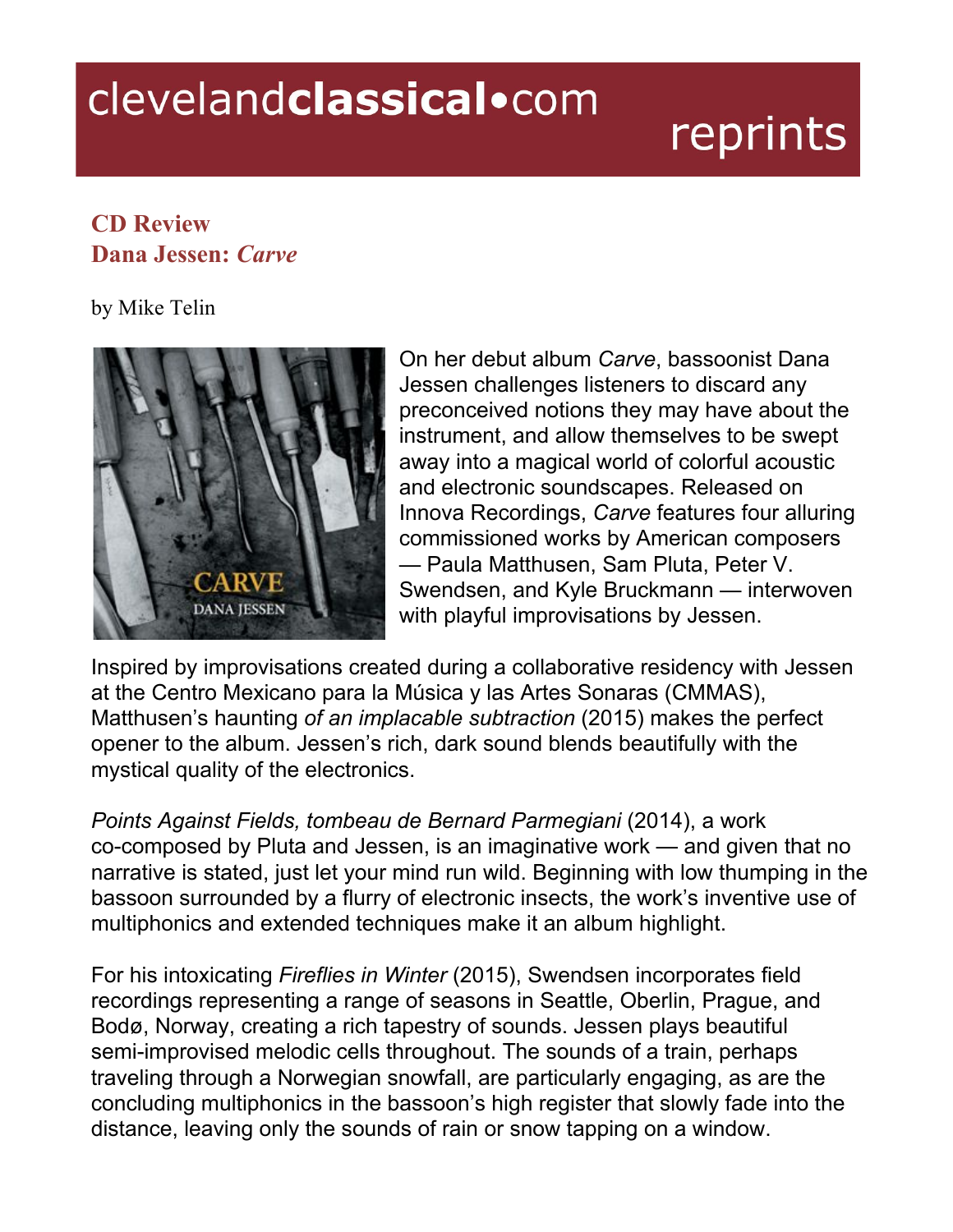clevelandclassical•com reprints

## CD Review
## Dana Jessen: *Carve*

by Mike Telin

On her debut album *Carve*, bassoonist Dana Jessen challenges listeners to discard any preconceived notions they may have about the instrument, and allow themselves to be swept away into a magical world of colorful acoustic and electronic soundscapes. Released on Innova Recordings, *Carve* features four alluring commissioned works by American composers — Paula Matthusen, Sam Pluta, Peter V. Swendsen, and Kyle Bruckmann — interwoven with playful improvisations by Jessen.

Inspired by improvisations created during a collaborative residency with Jessen at the Centro Mexicano para la Música y las Artes Sonaras (CMMAS), Matthusen's haunting *of an implacable subtraction* (2015) makes the perfect opener to the album. Jessen's rich, dark sound blends beautifully with the mystical quality of the electronics.

*Points Against Fields, tombeau de Bernard Parmegiani* (2014), a work co-composed by Pluta and Jessen, is an imaginative work — and given that no narrative is stated, just let your mind run wild. Beginning with low thumping in the bassoon surrounded by a flurry of electronic insects, the work's inventive use of multiphonics and extended techniques make it an album highlight.

For his intoxicating *Fireflies in Winter* (2015), Swendsen incorporates field recordings representing a range of seasons in Seattle, Oberlin, Prague, and Bodø, Norway, creating a rich tapestry of sounds. Jessen plays beautiful semi-improvised melodic cells throughout. The sounds of a train, perhaps traveling through a Norwegian snowfall, are particularly engaging, as are the concluding multiphonics in the bassoon's high register that slowly fade into the distance, leaving only the sounds of rain or snow tapping on a window.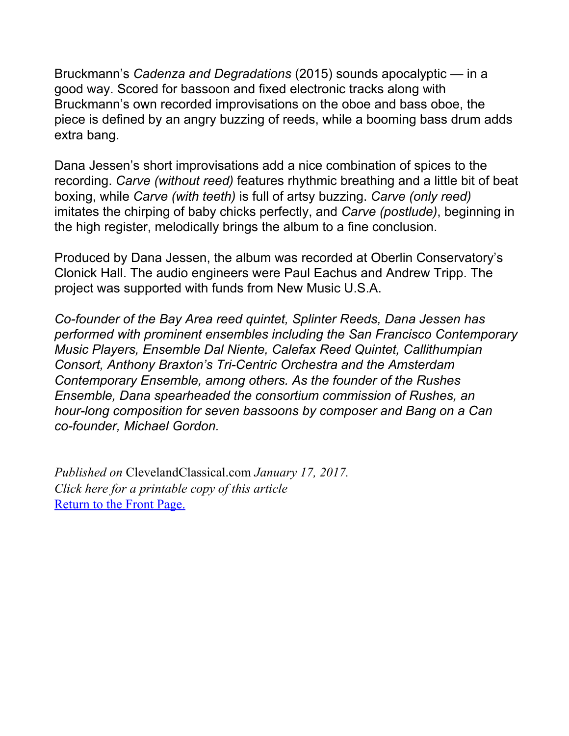Bruckmann's *Cadenza and Degradations* (2015) sounds apocalyptic — in a good way. Scored for bassoon and fixed electronic tracks along with Bruckmann's own recorded improvisations on the oboe and bass oboe, the piece is defined by an angry buzzing of reeds, while a booming bass drum adds extra bang.

Dana Jessen's short improvisations add a nice combination of spices to the recording. *Carve (without reed)* features rhythmic breathing and a little bit of beat boxing, while *Carve (with teeth)* is full of artsy buzzing. *Carve (only reed)* imitates the chirping of baby chicks perfectly, and *Carve (postlude)*, beginning in the high register, melodically brings the album to a fine conclusion.

Produced by Dana Jessen, the album was recorded at Oberlin Conservatory's Clonick Hall. The audio engineers were Paul Eachus and Andrew Tripp. The project was supported with funds from New Music U.S.A.

*Co-founder of the Bay Area reed quintet, Splinter Reeds, Dana Jessen has performed with prominent ensembles including the San Francisco Contemporary Music Players, Ensemble Dal Niente, Calefax Reed Quintet, Callithumpian Consort, Anthony Braxton's Tri-Centric Orchestra and the Amsterdam Contemporary Ensemble, among others. As the founder of the Rushes Ensemble, Dana spearheaded the consortium commission of Rushes, an hour-long composition for seven bassoons by composer and Bang on a Can co-founder, Michael Gordon.*

*Published on* ClevelandClassical.com *January 17, 2017.*
*Click here for a printable copy of this article*
[Return to the Front Page.]